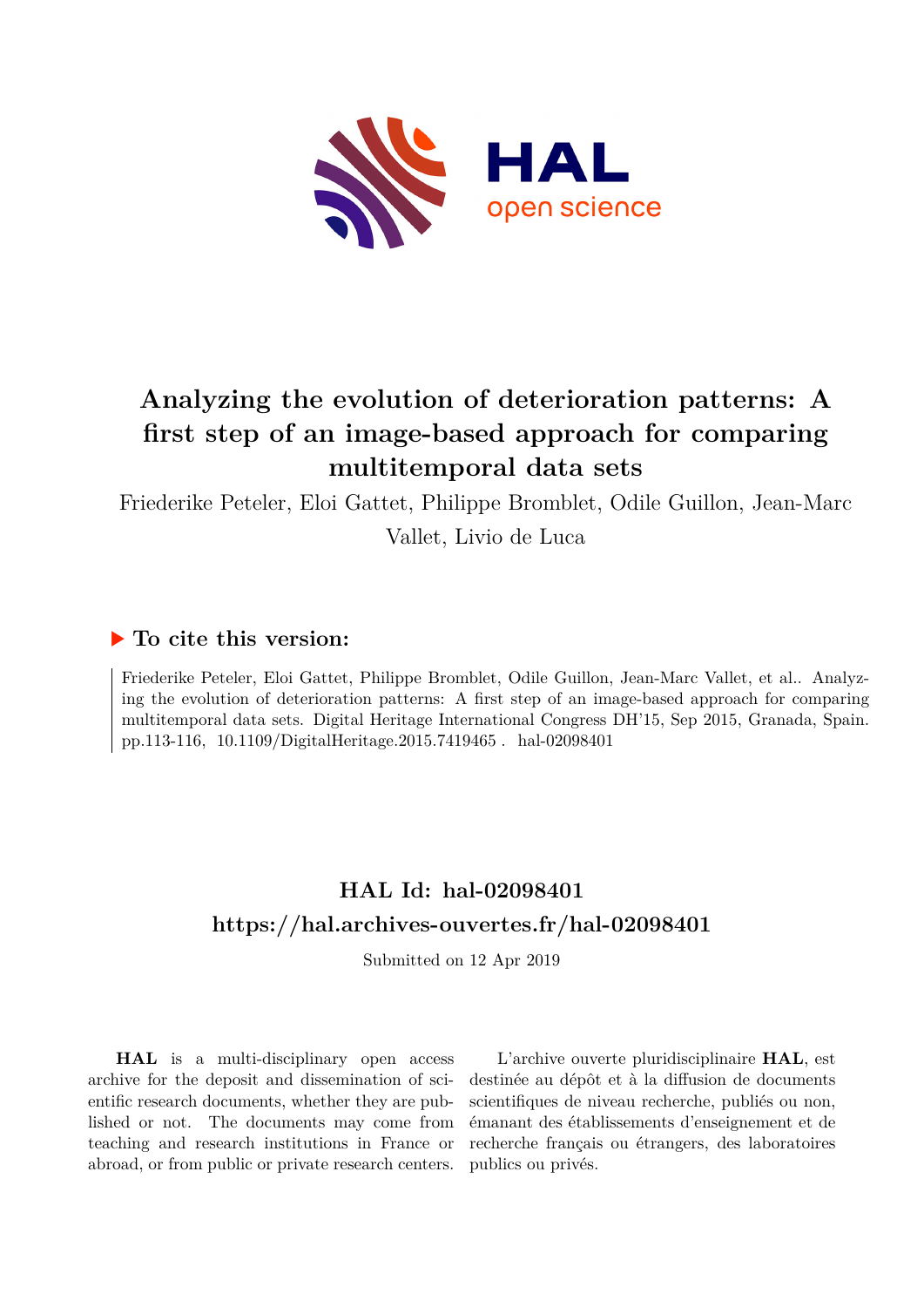# Analyzing the evolution of deterioration patterns: A first step of an image-based approach for comparing multitemporal data sets

Friederike Peteler, Eloi Gattet, Philippe Bromblet, Odile Guillon, Jean-Marc Vallet, Livio de Luca

## ▶ To cite this version:

Friederike Peteler, Eloi Gattet, Philippe Bromblet, Odile Guillon, Jean-Marc Vallet, et al.. Analyzing the evolution of deterioration patterns: A first step of an image-based approach for comparing multitemporal data sets. Digital Heritage International Congress DH'15, Sep 2015, Granada, Spain. pp.113-116, 10.1109/DigitalHeritage.2015.7419465 . hal-02098401

## HAL Id: hal-02098401

## https://hal.archives-ouvertes.fr/hal-02098401

Submitted on 12 Apr 2019

**HAL** is a multi-disciplinary open access archive for the deposit and dissemination of scientific research documents, whether they are published or not. The documents may come from teaching and research institutions in France or abroad, or from public or private research centers.

L'archive ouverte pluridisciplinaire **HAL**, est destinée au dépôt et à la diffusion de documents scientifiques de niveau recherche, publiés ou non, émanant des établissements d'enseignement et de recherche français ou étrangers, des laboratoires publics ou privés.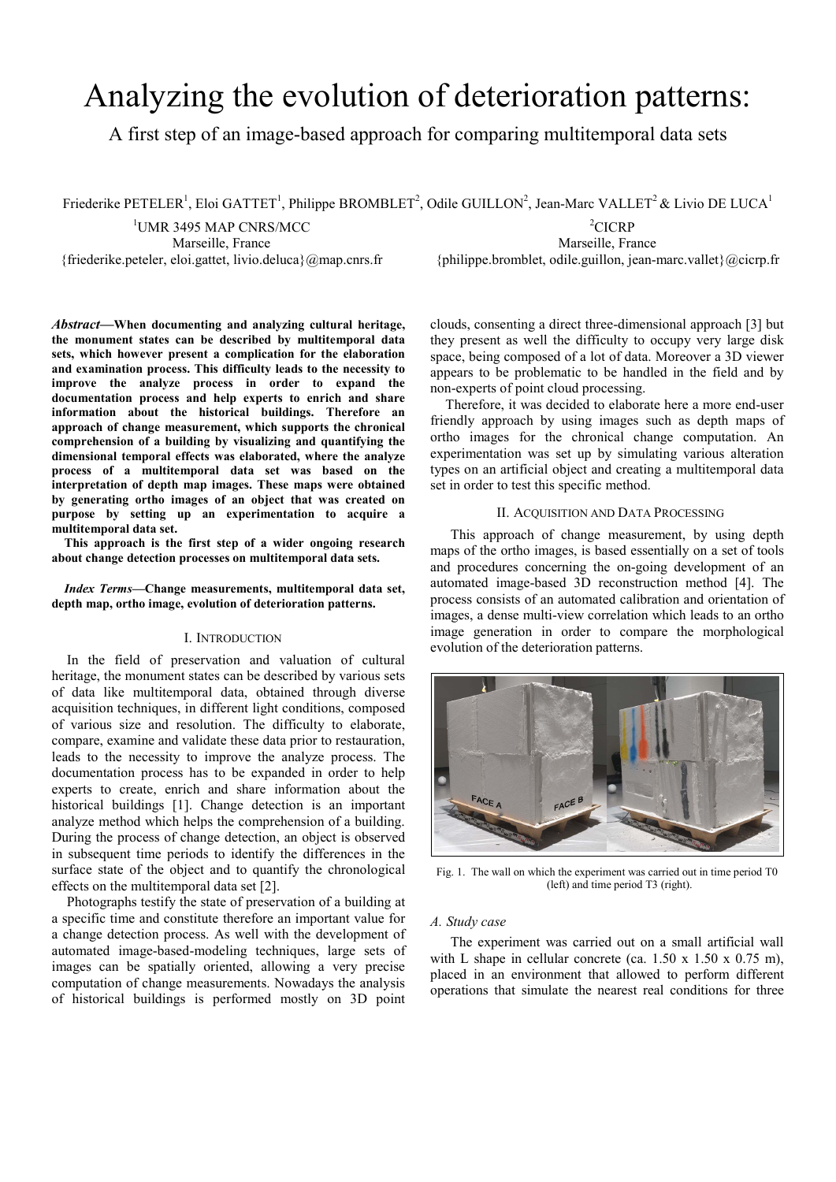# Analyzing the evolution of deterioration patterns:

## A first step of an image-based approach for comparing multitemporal data sets

Friederike PETELER[1], Eloi GATTET[1], Philippe BROMBLET[2], Odile GUILLON[2], Jean-Marc VALLET[2] & Livio DE LUCA[1]

[1]UMR 3495 MAP CNRS/MCC
Marseille, France
{friederike.peteler, eloi.gattet, livio.deluca}@map.cnrs.fr

[2]CICRP
Marseille, France
{philippe.bromblet, odile.guillon, jean-marc.vallet}@cicrp.fr

***Abstract*—When documenting and analyzing cultural heritage, the monument states can be described by multitemporal data sets, which however present a complication for the elaboration and examination process. This difficulty leads to the necessity to improve the analyze process in order to expand the documentation process and help experts to enrich and share information about the historical buildings. Therefore an approach of change measurement, which supports the chronical comprehension of a building by visualizing and quantifying the dimensional temporal effects was elaborated, where the analyze process of a multitemporal data set was based on the interpretation of depth map images. These maps were obtained by generating ortho images of an object that was created on purpose by setting up an experimentation to acquire a multitemporal data set.**

**This approach is the first step of a wider ongoing research about change detection processes on multitemporal data sets.**

***Index Terms*—Change measurements, multitemporal data set, depth map, ortho image, evolution of deterioration patterns.**

### I. Introduction

In the field of preservation and valuation of cultural heritage, the monument states can be described by various sets of data like multitemporal data, obtained through diverse acquisition techniques, in different light conditions, composed of various size and resolution. The difficulty to elaborate, compare, examine and validate these data prior to restauration, leads to the necessity to improve the analyze process. The documentation process has to be expanded in order to help experts to create, enrich and share information about the historical buildings [1]. Change detection is an important analyze method which helps the comprehension of a building. During the process of change detection, an object is observed in subsequent time periods to identify the differences in the surface state of the object and to quantify the chronological effects on the multitemporal data set [2].

Photographs testify the state of preservation of a building at a specific time and constitute therefore an important value for a change detection process. As well with the development of automated image-based-modeling techniques, large sets of images can be spatially oriented, allowing a very precise computation of change measurements. Nowadays the analysis of historical buildings is performed mostly on 3D point clouds, consenting a direct three-dimensional approach [3] but they present as well the difficulty to occupy very large disk space, being composed of a lot of data. Moreover a 3D viewer appears to be problematic to be handled in the field and by non-experts of point cloud processing.

Therefore, it was decided to elaborate here a more end-user friendly approach by using images such as depth maps of ortho images for the chronical change computation. An experimentation was set up by simulating various alteration types on an artificial object and creating a multitemporal data set in order to test this specific method.

### II. Acquisition and Data Processing

This approach of change measurement, by using depth maps of the ortho images, is based essentially on a set of tools and procedures concerning the on-going development of an automated image-based 3D reconstruction method [4]. The process consists of an automated calibration and orientation of images, a dense multi-view correlation which leads to an ortho image generation in order to compare the morphological evolution of the deterioration patterns.

Fig. 1. The wall on which the experiment was carried out in time period T0 (left) and time period T3 (right).

#### *A. Study case*

The experiment was carried out on a small artificial wall with L shape in cellular concrete (ca. 1.50 x 1.50 x 0.75 m), placed in an environment that allowed to perform different operations that simulate the nearest real conditions for three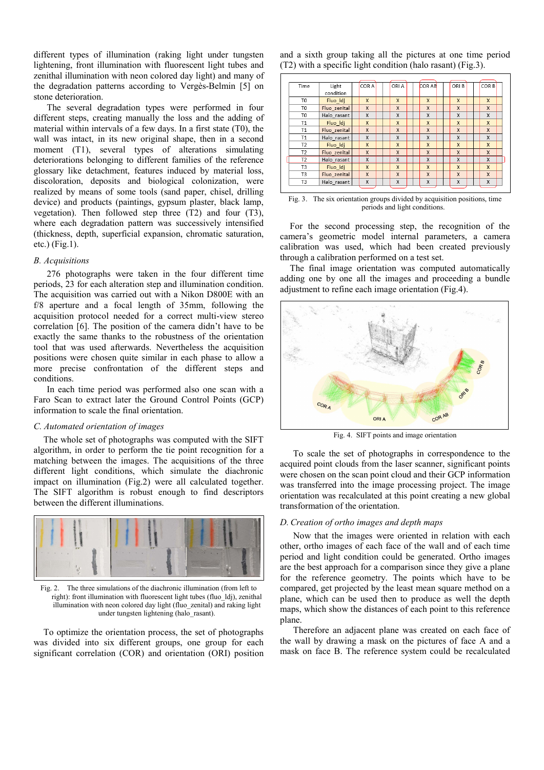different types of illumination (raking light under tungsten lightening, front illumination with fluorescent light tubes and zenithal illumination with neon colored day light) and many of the degradation patterns according to Vergès-Belmin [5] on stone deterioration.

The several degradation types were performed in four different steps, creating manually the loss and the adding of material within intervals of a few days. In a first state (T0), the wall was intact, in its new original shape, then in a second moment (T1), several types of alterations simulating deteriorations belonging to different families of the reference glossary like detachment, features induced by material loss, discoloration, deposits and biological colonization, were realized by means of some tools (sand paper, chisel, drilling device) and products (paintings, gypsum plaster, black lamp, vegetation). Then followed step three (T2) and four (T3), where each degradation pattern was successively intensified (thickness, depth, superficial expansion, chromatic saturation, etc.) (Fig.1).

### B. Acquisitions

276 photographs were taken in the four different time periods, 23 for each alteration step and illumination condition. The acquisition was carried out with a Nikon D800E with an f/8 aperture and a focal length of 35mm, following the acquisition protocol needed for a correct multi-view stereo correlation [6]. The position of the camera didn't have to be exactly the same thanks to the robustness of the orientation tool that was used afterwards. Nevertheless the acquisition positions were chosen quite similar in each phase to allow a more precise confrontation of the different steps and conditions.

In each time period was performed also one scan with a Faro Scan to extract later the Ground Control Points (GCP) information to scale the final orientation.

### C. Automated orientation of images

The whole set of photographs was computed with the SIFT algorithm, in order to perform the tie point recognition for a matching between the images. The acquisitions of the three different light conditions, which simulate the diachronic impact on illumination (Fig.2) were all calculated together. The SIFT algorithm is robust enough to find descriptors between the different illuminations.

Fig. 2. The three simulations of the diachronic illumination (from left to right): front illumination with fluorescent light tubes (fluo_ldj), zenithal illumination with neon colored day light (fluo_zenital) and raking light under tungsten lightening (halo_rasant).

To optimize the orientation process, the set of photographs was divided into six different groups, one group for each significant correlation (COR) and orientation (ORI) position and a sixth group taking all the pictures at one time period (T2) with a specific light condition (halo rasant) (Fig.3).

| Time | Light condition | COR A | ORI A | COR AB | ORI B | COR B |
|---|---|---|---|---|---|---|
| T0 | Fluo_ldj | X | X | X | X | X |
| T0 | Fluo_zenital | X | X | X | X | X |
| T0 | Halo_rasant | X | X | X | X | X |
| T1 | Fluo_ldj | X | X | X | X | X |
| T1 | Fluo_zenital | X | X | X | X | X |
| T1 | Halo_rasant | X | X | X | X | X |
| T2 | Fluo_ldj | X | X | X | X | X |
| T2 | Fluo_zenital | X | X | X | X | X |
| T2 | Halo_rasant | X | X | X | X | X |
| T3 | Fluo_ldj | X | X | X | X | X |
| T3 | Fluo_zenital | X | X | X | X | X |
| T3 | Halo_rasant | X | X | X | X | X |

Fig. 3. The six orientation groups divided by acquisition positions, time periods and light conditions.

For the second processing step, the recognition of the camera's geometric model internal parameters, a camera calibration was used, which had been created previously through a calibration performed on a test set.

The final image orientation was computed automatically adding one by one all the images and proceeding a bundle adjustment to refine each image orientation (Fig.4).

Fig. 4. SIFT points and image orientation

To scale the set of photographs in correspondence to the acquired point clouds from the laser scanner, significant points were chosen on the scan point cloud and their GCP information was transferred into the image processing project. The image orientation was recalculated at this point creating a new global transformation of the orientation.

### D. Creation of ortho images and depth maps

Now that the images were oriented in relation with each other, ortho images of each face of the wall and of each time period and light condition could be generated. Ortho images are the best approach for a comparison since they give a plane for the reference geometry. The points which have to be compared, get projected by the least mean square method on a plane, which can be used then to produce as well the depth maps, which show the distances of each point to this reference plane.

Therefore an adjacent plane was created on each face of the wall by drawing a mask on the pictures of face A and a mask on face B. The reference system could be recalculated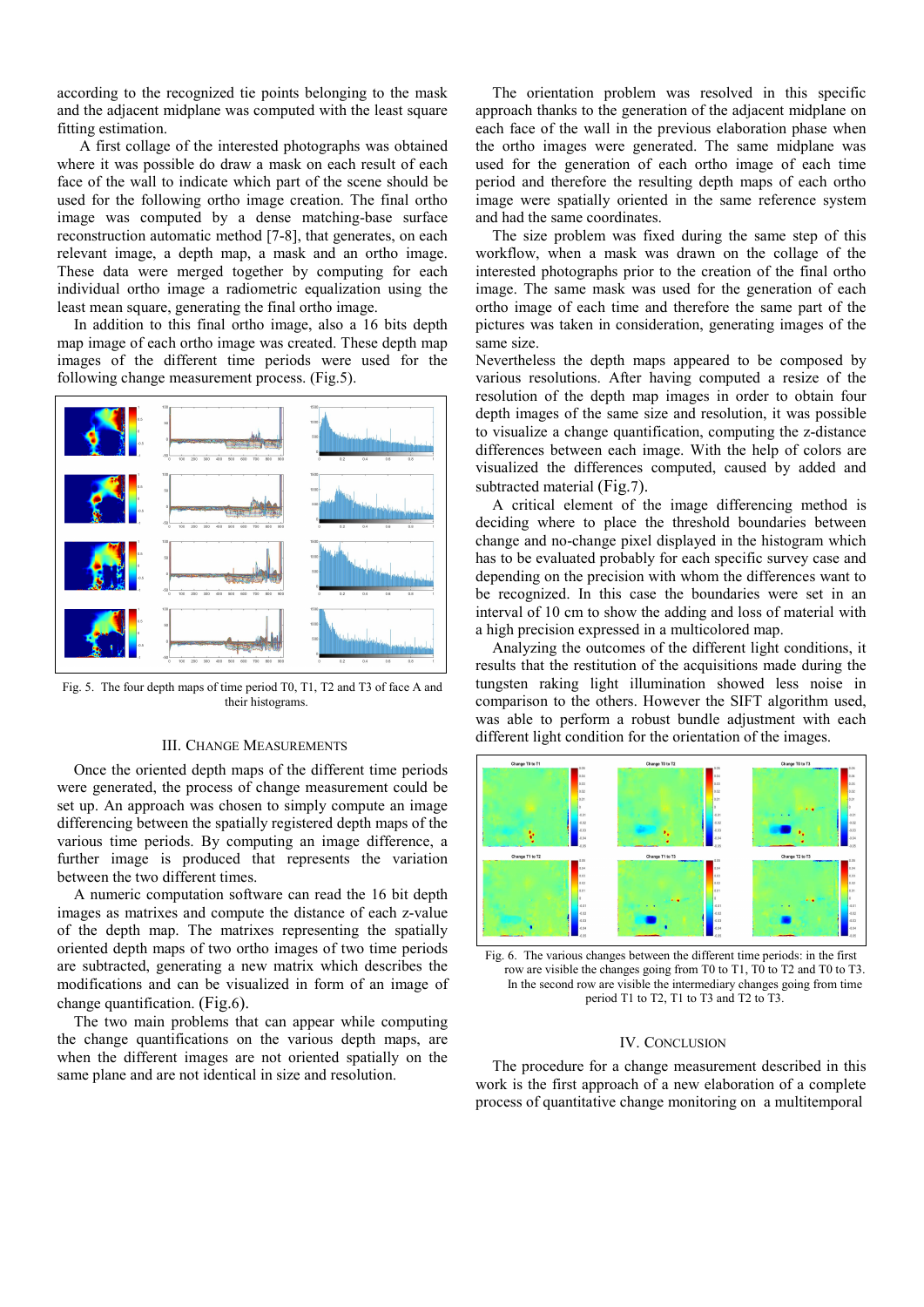according to the recognized tie points belonging to the mask and the adjacent midplane was computed with the least square fitting estimation.

A first collage of the interested photographs was obtained where it was possible do draw a mask on each result of each face of the wall to indicate which part of the scene should be used for the following ortho image creation. The final ortho image was computed by a dense matching-base surface reconstruction automatic method [7-8], that generates, on each relevant image, a depth map, a mask and an ortho image. These data were merged together by computing for each individual ortho image a radiometric equalization using the least mean square, generating the final ortho image.

In addition to this final ortho image, also a 16 bits depth map image of each ortho image was created. These depth map images of the different time periods were used for the following change measurement process. (Fig.5).

Fig. 5. The four depth maps of time period T0, T1, T2 and T3 of face A and their histograms.

## III. Change Measurements

Once the oriented depth maps of the different time periods were generated, the process of change measurement could be set up. An approach was chosen to simply compute an image differencing between the spatially registered depth maps of the various time periods. By computing an image difference, a further image is produced that represents the variation between the two different times.

A numeric computation software can read the 16 bit depth images as matrixes and compute the distance of each z-value of the depth map. The matrixes representing the spatially oriented depth maps of two ortho images of two time periods are subtracted, generating a new matrix which describes the modifications and can be visualized in form of an image of change quantification. (Fig.6).

The two main problems that can appear while computing the change quantifications on the various depth maps, are when the different images are not oriented spatially on the same plane and are not identical in size and resolution.

The orientation problem was resolved in this specific approach thanks to the generation of the adjacent midplane on each face of the wall in the previous elaboration phase when the ortho images were generated. The same midplane was used for the generation of each ortho image of each time period and therefore the resulting depth maps of each ortho image were spatially oriented in the same reference system and had the same coordinates.

The size problem was fixed during the same step of this workflow, when a mask was drawn on the collage of the interested photographs prior to the creation of the final ortho image. The same mask was used for the generation of each ortho image of each time and therefore the same part of the pictures was taken in consideration, generating images of the same size.

Nevertheless the depth maps appeared to be composed by various resolutions. After having computed a resize of the resolution of the depth map images in order to obtain four depth images of the same size and resolution, it was possible to visualize a change quantification, computing the z-distance differences between each image. With the help of colors are visualized the differences computed, caused by added and subtracted material (Fig.7).

A critical element of the image differencing method is deciding where to place the threshold boundaries between change and no-change pixel displayed in the histogram which has to be evaluated probably for each specific survey case and depending on the precision with whom the differences want to be recognized. In this case the boundaries were set in an interval of 10 cm to show the adding and loss of material with a high precision expressed in a multicolored map.

Analyzing the outcomes of the different light conditions, it results that the restitution of the acquisitions made during the tungsten raking light illumination showed less noise in comparison to the others. However the SIFT algorithm used, was able to perform a robust bundle adjustment with each different light condition for the orientation of the images.

Fig. 6. The various changes between the different time periods: in the first row are visible the changes going from T0 to T1, T0 to T2 and T0 to T3. In the second row are visible the intermediary changes going from time period T1 to T2, T1 to T3 and T2 to T3.

## IV. Conclusion

The procedure for a change measurement described in this work is the first approach of a new elaboration of a complete process of quantitative change monitoring on a multitemporal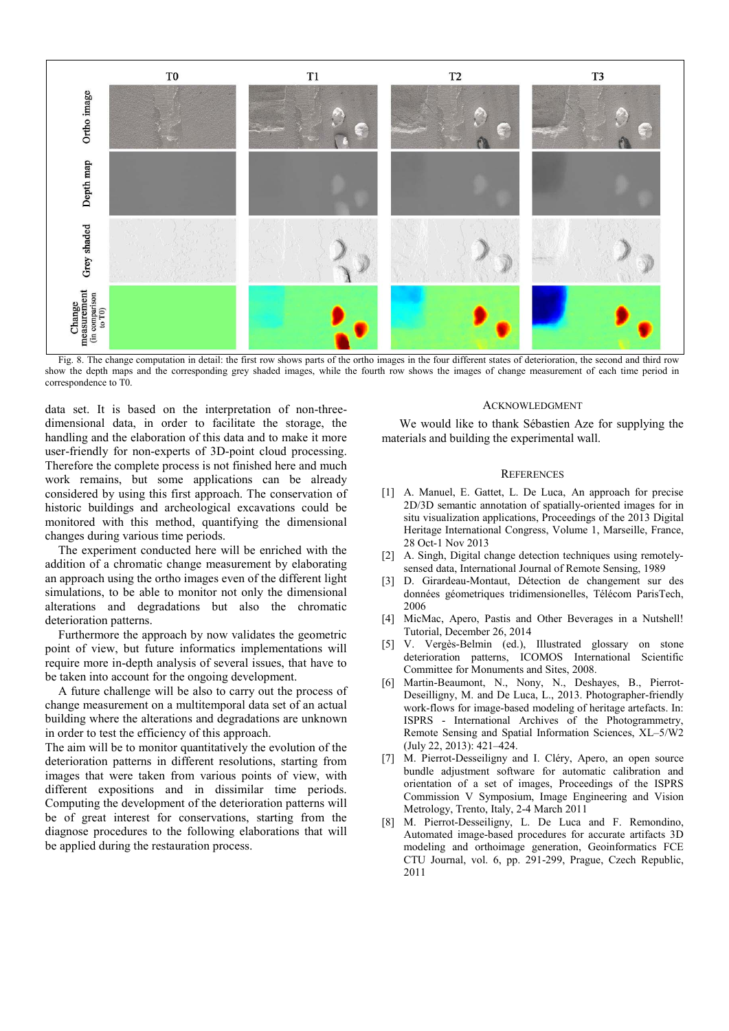T0 T1 T2 T3

Ortho image

Depth map

Grey shaded

Change measurement (in comparison to T0)

Fig. 8. The change computation in detail: the first row shows parts of the ortho images in the four different states of deterioration, the second and third row show the depth maps and the corresponding grey shaded images, while the fourth row shows the images of change measurement of each time period in correspondence to T0.

data set. It is based on the interpretation of non-three-dimensional data, in order to facilitate the storage, the handling and the elaboration of this data and to make it more user-friendly for non-experts of 3D-point cloud processing. Therefore the complete process is not finished here and much work remains, but some applications can be already considered by using this first approach. The conservation of historic buildings and archeological excavations could be monitored with this method, quantifying the dimensional changes during various time periods.

The experiment conducted here will be enriched with the addition of a chromatic change measurement by elaborating an approach using the ortho images even of the different light simulations, to be able to monitor not only the dimensional alterations and degradations but also the chromatic deterioration patterns.

Furthermore the approach by now validates the geometric point of view, but future informatics implementations will require more in-depth analysis of several issues, that have to be taken into account for the ongoing development.

A future challenge will be also to carry out the process of change measurement on a multitemporal data set of an actual building where the alterations and degradations are unknown in order to test the efficiency of this approach.

The aim will be to monitor quantitatively the evolution of the deterioration patterns in different resolutions, starting from images that were taken from various points of view, with different expositions and in dissimilar time periods. Computing the development of the deterioration patterns will be of great interest for conservations, starting from the diagnose procedures to the following elaborations that will be applied during the restauration process.

## Acknowledgment

We would like to thank Sébastien Aze for supplying the materials and building the experimental wall.

## References

[1] A. Manuel, E. Gattet, L. De Luca, An approach for precise 2D/3D semantic annotation of spatially-oriented images for in situ visualization applications, Proceedings of the 2013 Digital Heritage International Congress, Volume 1, Marseille, France, 28 Oct-1 Nov 2013

[2] A. Singh, Digital change detection techniques using remotely-sensed data, International Journal of Remote Sensing, 1989

[3] D. Girardeau-Montaut, Détection de changement sur des données géometriques tridimensionelles, Télécom ParisTech, 2006

[4] MicMac, Apero, Pastis and Other Beverages in a Nutshell! Tutorial, December 26, 2014

[5] V. Vergès-Belmin (ed.), Illustrated glossary on stone deterioration patterns, ICOMOS International Scientific Committee for Monuments and Sites, 2008.

[6] Martin-Beaumont, N., Nony, N., Deshayes, B., Pierrot-Deseilligny, M. and De Luca, L., 2013. Photographer-friendly work-flows for image-based modeling of heritage artefacts. In: ISPRS - International Archives of the Photogrammetry, Remote Sensing and Spatial Information Sciences, XL–5/W2 (July 22, 2013): 421–424.

[7] M. Pierrot-Desseiligny and I. Cléry, Apero, an open source bundle adjustment software for automatic calibration and orientation of a set of images, Proceedings of the ISPRS Commission V Symposium, Image Engineering and Vision Metrology, Trento, Italy, 2-4 March 2011

[8] M. Pierrot-Desseiligny, L. De Luca and F. Remondino, Automated image-based procedures for accurate artifacts 3D modeling and orthoimage generation, Geoinformatics FCE CTU Journal, vol. 6, pp. 291-299, Prague, Czech Republic, 2011